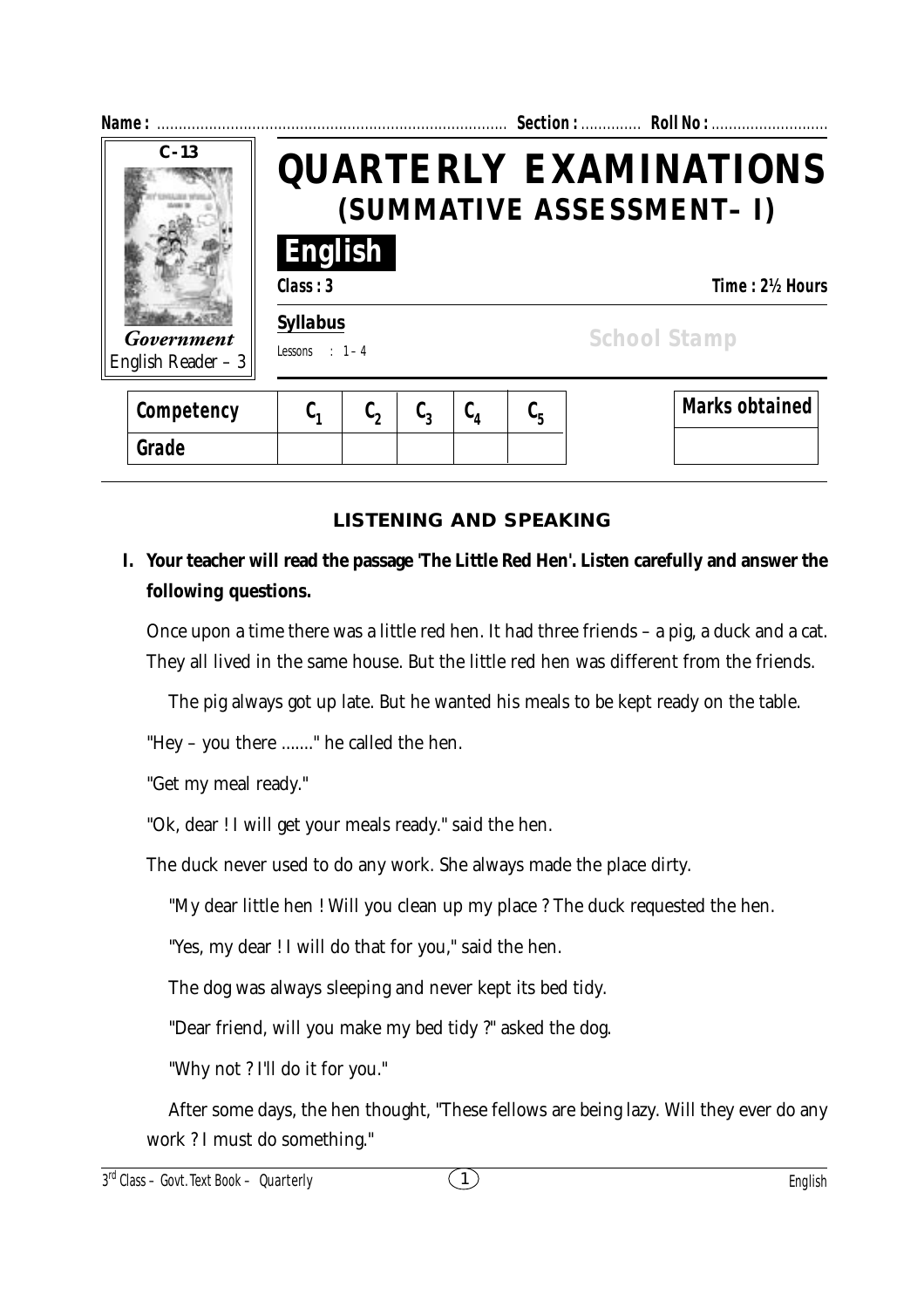Name : ................................................................................ Section : ............. Roll No : ...........................

C-13

*Government* English Reader – 3

# QUARTERLY EXAMINATIONS
## (SUMMATIVE ASSESSMENT– I)

**English**

**Class : 3** **Time : 2½ Hours**

**Syllabus**

Lessons : 1 – 4

School Stamp

| Competency | $C_1$ | $C_2$ | $C_3$ | $C_4$ | $C_5$ |
|---|---|---|---|---|---|
| Grade | | | | | |

| Marks obtained |
|---|
| |

### LISTENING AND SPEAKING

**I. Your teacher will read the passage 'The Little Red Hen'. Listen carefully and answer the following questions.**

Once upon a time there was a little red hen. It had three friends – a pig, a duck and a cat. They all lived in the same house. But the little red hen was different from the friends.

The pig always got up late. But he wanted his meals to be kept ready on the table.

"Hey – you there ......." he called the hen.

"Get my meal ready."

"Ok, dear ! I will get your meals ready." said the hen.

The duck never used to do any work. She always made the place dirty.

"My dear little hen ! Will you clean up my place ? The duck requested the hen.

"Yes, my dear ! I will do that for you," said the hen.

The dog was always sleeping and never kept its bed tidy.

"Dear friend, will you make my bed tidy ?" asked the dog.

"Why not ? I'll do it for you."

After some days, the hen thought, "These fellows are being lazy. Will they ever do any work ? I must do something."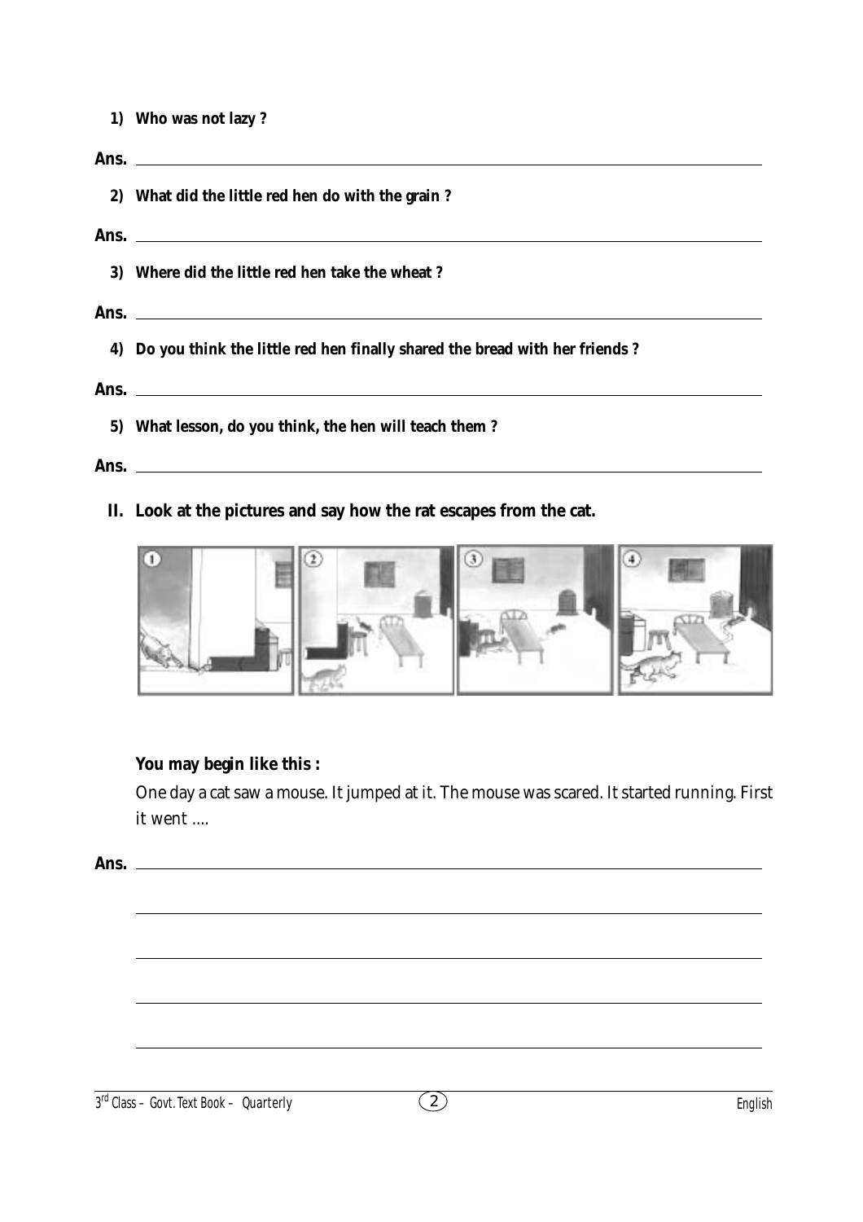1) **Who was not lazy ?**

**Ans.** ______________________________

2) **What did the little red hen do with the grain ?**

**Ans.** ______________________________

3) **Where did the little red hen take the wheat ?**

**Ans.** ______________________________

4) **Do you think the little red hen finally shared the bread with her friends ?**

**Ans.** ______________________________

5) **What lesson, do you think, the hen will teach them ?**

**Ans.** ______________________________

**II. Look at the pictures and say how the rat escapes from the cat.**

**You may begin like this :**

One day a cat saw a mouse. It jumped at it. The mouse was scared. It started running. First it went ....

**Ans.** ______________________________

______________________________

______________________________

______________________________

______________________________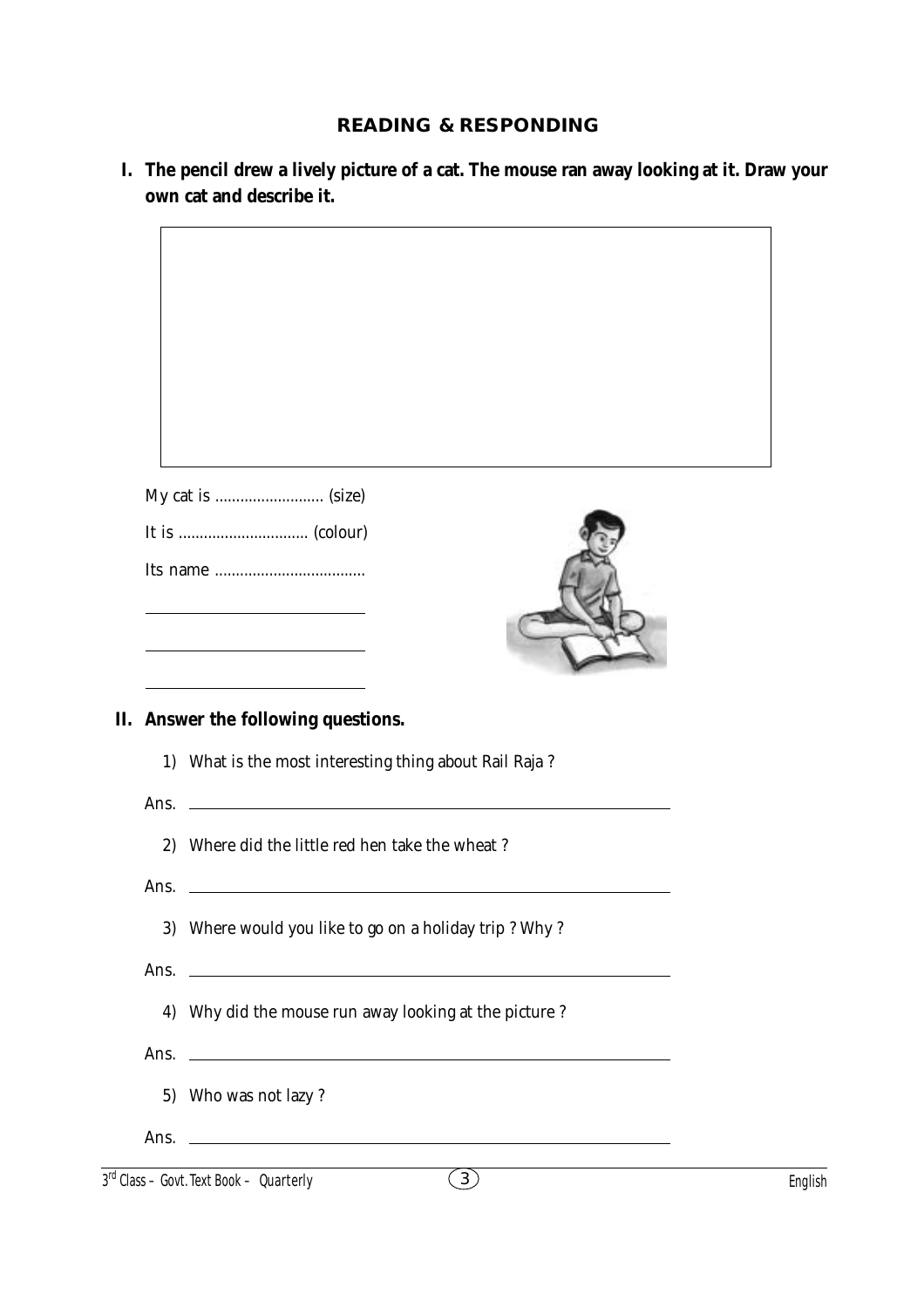## READING & RESPONDING

**I. The pencil drew a lively picture of a cat. The mouse ran away looking at it. Draw your own cat and describe it.**

My cat is .......................... (size)

It is .............................. (colour)

Its name ...................................

\_\_\_\_\_\_\_\_\_\_\_\_\_\_\_\_\_\_\_\_\_\_\_\_\_\_

\_\_\_\_\_\_\_\_\_\_\_\_\_\_\_\_\_\_\_\_\_\_\_\_\_\_

\_\_\_\_\_\_\_\_\_\_\_\_\_\_\_\_\_\_\_\_\_\_\_\_\_\_

**II. Answer the following questions.**

1) What is the most interesting thing about Rail Raja ?

Ans. \_\_\_\_\_\_\_\_\_\_\_\_\_\_\_\_\_\_\_\_\_\_\_\_\_\_\_\_\_\_\_\_\_\_\_\_\_\_\_\_\_\_\_\_\_\_\_\_

2) Where did the little red hen take the wheat ?

Ans. \_\_\_\_\_\_\_\_\_\_\_\_\_\_\_\_\_\_\_\_\_\_\_\_\_\_\_\_\_\_\_\_\_\_\_\_\_\_\_\_\_\_\_\_\_\_\_\_

3) Where would you like to go on a holiday trip ? Why ?

Ans. \_\_\_\_\_\_\_\_\_\_\_\_\_\_\_\_\_\_\_\_\_\_\_\_\_\_\_\_\_\_\_\_\_\_\_\_\_\_\_\_\_\_\_\_\_\_\_\_

4) Why did the mouse run away looking at the picture ?

Ans. \_\_\_\_\_\_\_\_\_\_\_\_\_\_\_\_\_\_\_\_\_\_\_\_\_\_\_\_\_\_\_\_\_\_\_\_\_\_\_\_\_\_\_\_\_\_\_\_

5) Who was not lazy ?

Ans. \_\_\_\_\_\_\_\_\_\_\_\_\_\_\_\_\_\_\_\_\_\_\_\_\_\_\_\_\_\_\_\_\_\_\_\_\_\_\_\_\_\_\_\_\_\_\_\_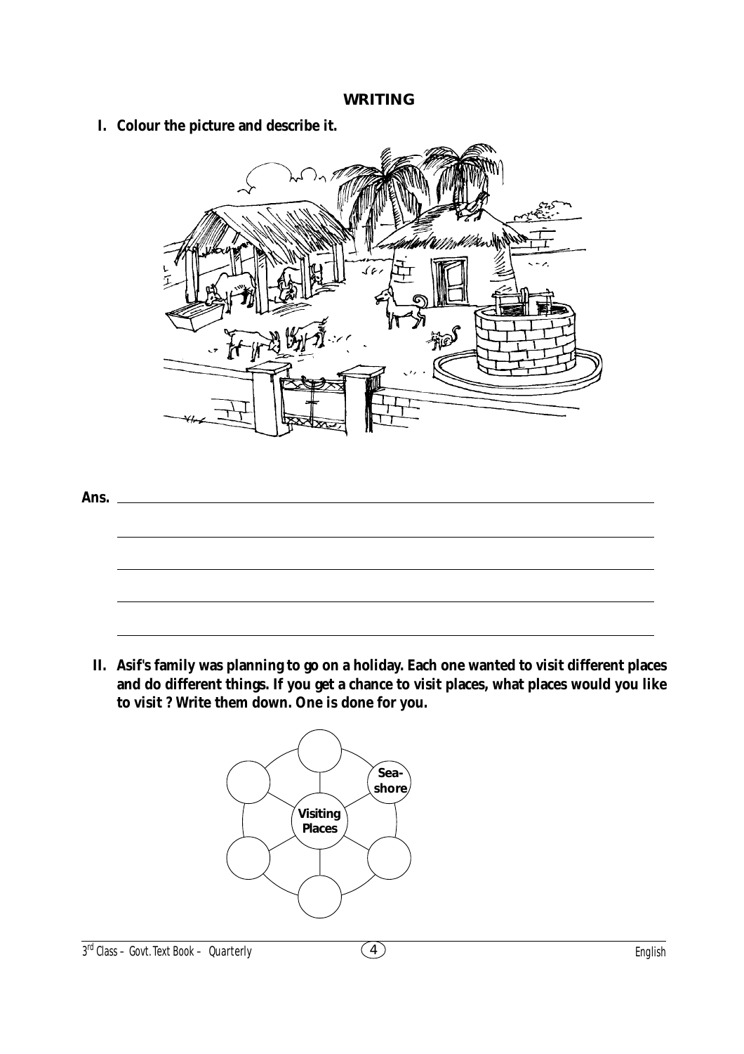## WRITING

**I. Colour the picture and describe it.**

**Ans.** ______________________________________________

______________________________________________

______________________________________________

______________________________________________

______________________________________________

**II. Asif's family was planning to go on a holiday. Each one wanted to visit different places and do different things. If you get a chance to visit places, what places would you like to visit ? Write them down. One is done for you.**

**Visiting Places**

- Sea-shore
- ______
- ______
- ______
- ______
- ______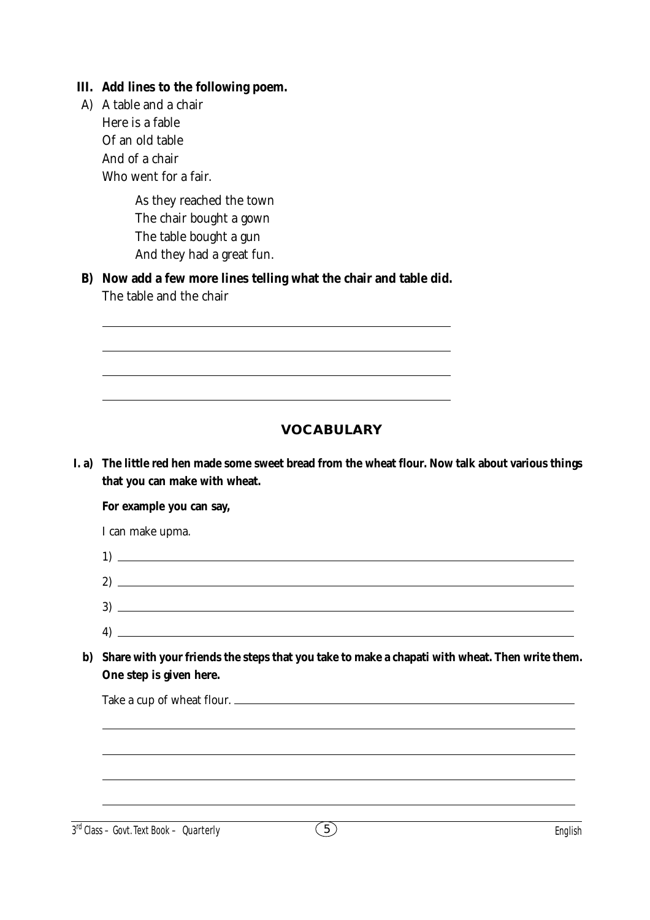**III. Add lines to the following poem.**

A) A table and a chair  
Here is a fable  
Of an old table  
And of a chair  
Who went for a fair.

As they reached the town  
The chair bought a gown  
The table bought a gun  
And they had a great fun.

**B) Now add a few more lines telling what the chair and table did.**

The table and the chair

______________________________

______________________________

______________________________

______________________________

## VOCABULARY

**I. a) The little red hen made some sweet bread from the wheat flour. Now talk about various things that you can make with wheat.**

**For example you can say,**

I can make upma.

1) ______________________________

2) ______________________________

3) ______________________________

4) ______________________________

**b) Share with your friends the steps that you take to make a chapati with wheat. Then write them. One step is given here.**

Take a cup of wheat flour. ______________________________

______________________________

______________________________

______________________________

______________________________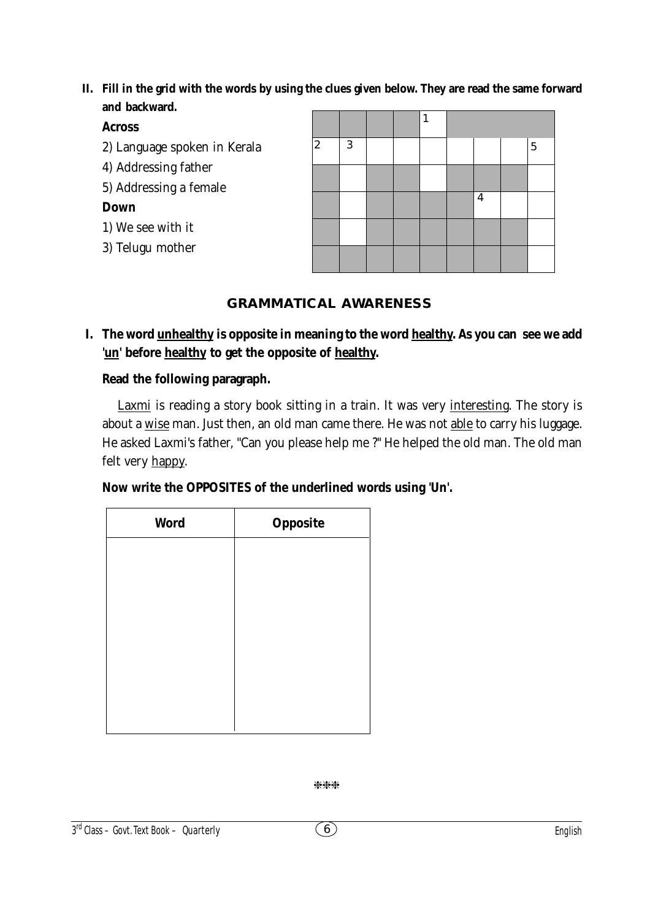**II. Fill in the grid with the words by using the clues given below. They are read the same forward and backward.**

**Across**

2) Language spoken in Kerala

4) Addressing father

5) Addressing a female

**Down**

1) We see with it

3) Telugu mother

| | | | | | | | | |
|---|---|---|---|---|---|---|---|---|
| | | | | 1 | | | | |
| 2 | 3 | | | | | | | 5 |
| | | | | | | | | |
| | | | | | | 4 | | |
| | | | | | | | | |
| | | | | | | | | |

## GRAMMATICAL AWARENESS

**I. The word unhealthy is opposite in meaning to the word healthy. As you can see we add 'un' before healthy to get the opposite of healthy.**

**Read the following paragraph.**

Laxmi is reading a story book sitting in a train. It was very interesting. The story is about a wise man. Just then, an old man came there. He was not able to carry his luggage. He asked Laxmi's father, "Can you please help me ?" He helped the old man. The old man felt very happy.

**Now write the OPPOSITES of the underlined words using 'Un'.**

| Word | Opposite |
|---|---|
| | |

\*\*\*